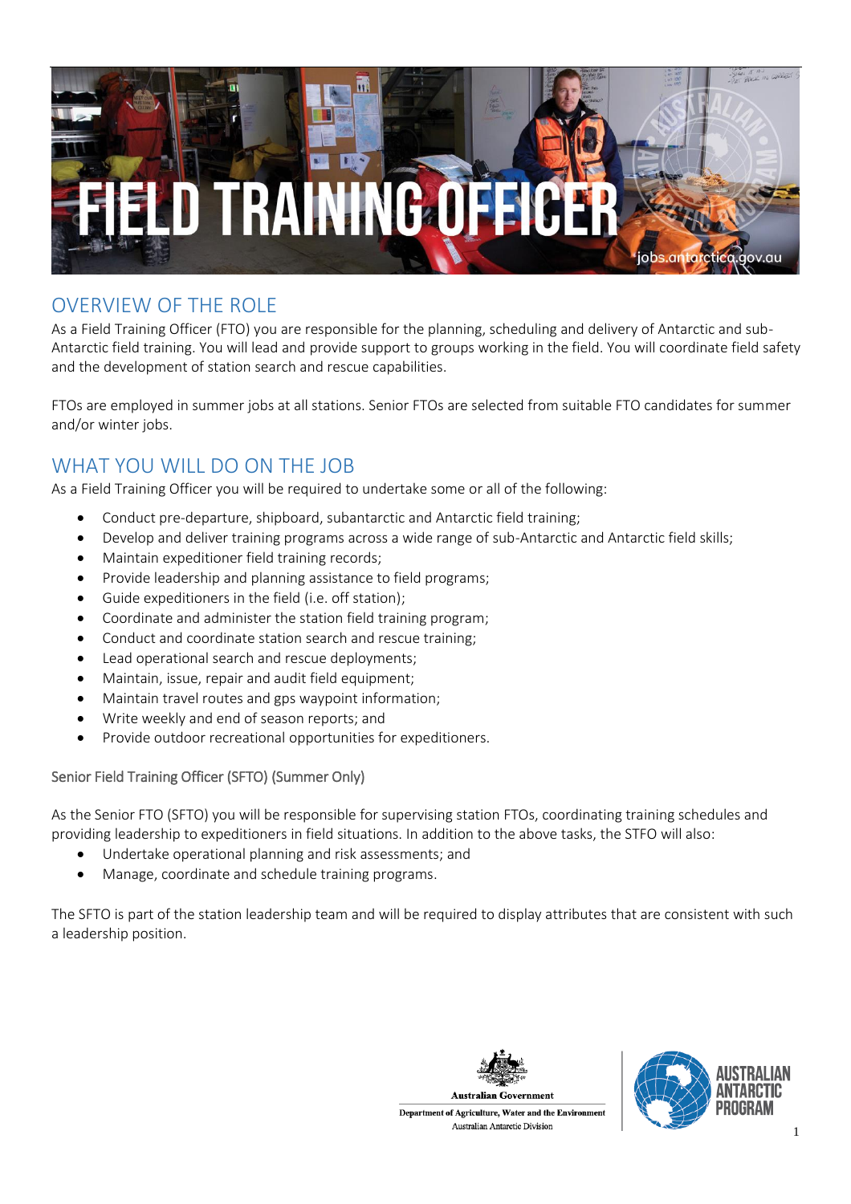# FIELD TRAINING OFFICER

jobs.antarctica.gov.au

## OVERVIEW OF THE ROLE

As a Field Training Officer (FTO) you are responsible for the planning, scheduling and delivery of Antarctic and sub-Antarctic field training. You will lead and provide support to groups working in the field. You will coordinate field safety and the development of station search and rescue capabilities.

FTOs are employed in summer jobs at all stations. Senior FTOs are selected from suitable FTO candidates for summer and/or winter jobs.

## WHAT YOU WILL DO ON THE JOB

As a Field Training Officer you will be required to undertake some or all of the following:

- Conduct pre-departure, shipboard, subantarctic and Antarctic field training;
- Develop and deliver training programs across a wide range of sub-Antarctic and Antarctic field skills;
- Maintain expeditioner field training records;
- Provide leadership and planning assistance to field programs;
- Guide expeditioners in the field (i.e. off station);
- Coordinate and administer the station field training program;
- Conduct and coordinate station search and rescue training;
- Lead operational search and rescue deployments;
- Maintain, issue, repair and audit field equipment;
- Maintain travel routes and gps waypoint information;
- Write weekly and end of season reports; and
- Provide outdoor recreational opportunities for expeditioners.

### Senior Field Training Officer (SFTO) (Summer Only)

As the Senior FTO (SFTO) you will be responsible for supervising station FTOs, coordinating training schedules and providing leadership to expeditioners in field situations. In addition to the above tasks, the STFO will also:

- Undertake operational planning and risk assessments; and
- Manage, coordinate and schedule training programs.

The SFTO is part of the station leadership team and will be required to display attributes that are consistent with such a leadership position.

Australian Government
Department of Agriculture, Water and the Environment
Australian Antarctic Division

AUSTRALIAN ANTARCTIC PROGRAM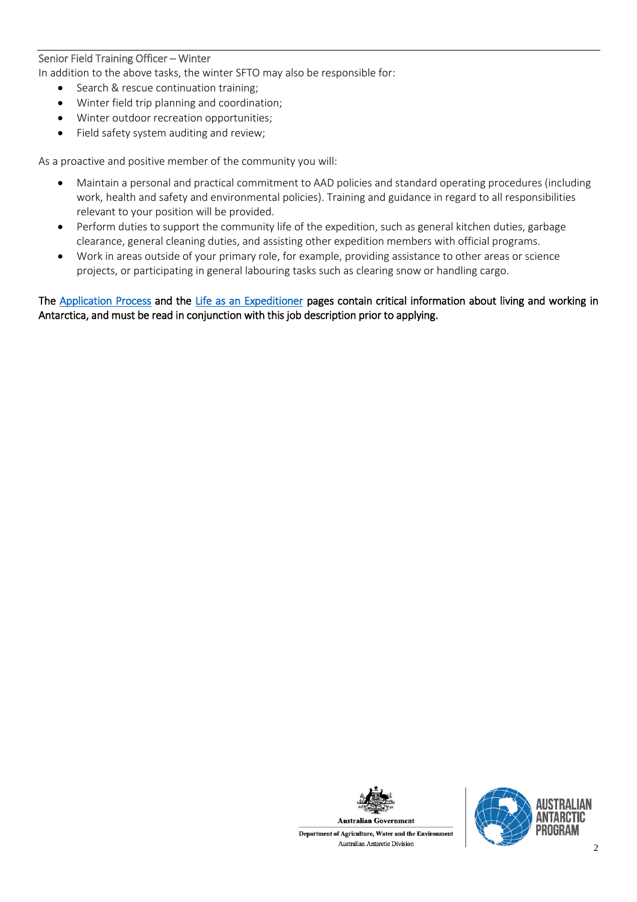### Senior Field Training Officer – Winter

In addition to the above tasks, the winter SFTO may also be responsible for:

- Search & rescue continuation training;
- Winter field trip planning and coordination;
- Winter outdoor recreation opportunities;
- Field safety system auditing and review;

As a proactive and positive member of the community you will:

- Maintain a personal and practical commitment to AAD policies and standard operating procedures (including work, health and safety and environmental policies). Training and guidance in regard to all responsibilities relevant to your position will be provided.
- Perform duties to support the community life of the expedition, such as general kitchen duties, garbage clearance, general cleaning duties, and assisting other expedition members with official programs.
- Work in areas outside of your primary role, for example, providing assistance to other areas or science projects, or participating in general labouring tasks such as clearing snow or handling cargo.

**The Application Process and the Life as an Expeditioner pages contain critical information about living and working in Antarctica, and must be read in conjunction with this job description prior to applying.**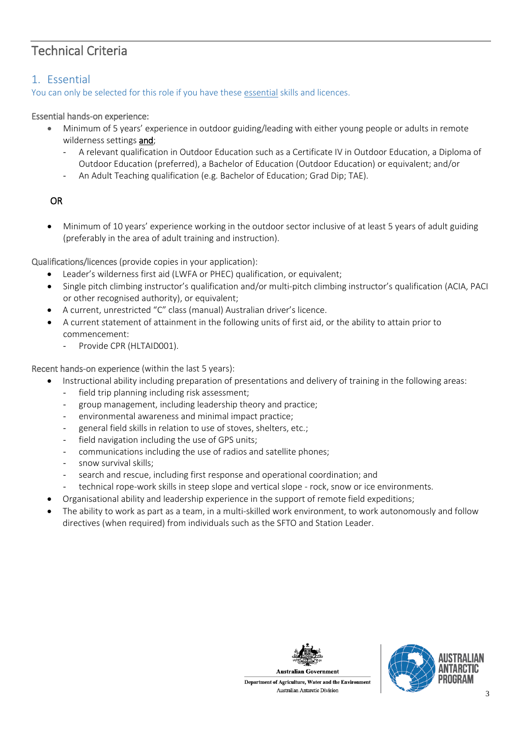# Technical Criteria

## 1. Essential

You can only be selected for this role if you have these essential skills and licences.

Essential hands-on experience:

- Minimum of 5 years' experience in outdoor guiding/leading with either young people or adults in remote wilderness settings **and**;
  - A relevant qualification in Outdoor Education such as a Certificate IV in Outdoor Education, a Diploma of Outdoor Education (preferred), a Bachelor of Education (Outdoor Education) or equivalent; and/or
  - An Adult Teaching qualification (e.g. Bachelor of Education; Grad Dip; TAE).

OR

- Minimum of 10 years' experience working in the outdoor sector inclusive of at least 5 years of adult guiding (preferably in the area of adult training and instruction).

Qualifications/licences (provide copies in your application):

- Leader's wilderness first aid (LWFA or PHEC) qualification, or equivalent;
- Single pitch climbing instructor's qualification and/or multi-pitch climbing instructor's qualification (ACIA, PACI or other recognised authority), or equivalent;
- A current, unrestricted "C" class (manual) Australian driver's licence.
- A current statement of attainment in the following units of first aid, or the ability to attain prior to commencement:
  - Provide CPR (HLTAID001).

Recent hands-on experience (within the last 5 years):

- Instructional ability including preparation of presentations and delivery of training in the following areas:
  - field trip planning including risk assessment;
  - group management, including leadership theory and practice;
  - environmental awareness and minimal impact practice;
  - general field skills in relation to use of stoves, shelters, etc.;
  - field navigation including the use of GPS units;
  - communications including the use of radios and satellite phones;
  - snow survival skills;
  - search and rescue, including first response and operational coordination; and
  - technical rope-work skills in steep slope and vertical slope - rock, snow or ice environments.
- Organisational ability and leadership experience in the support of remote field expeditions;
- The ability to work as part as a team, in a multi-skilled work environment, to work autonomously and follow directives (when required) from individuals such as the SFTO and Station Leader.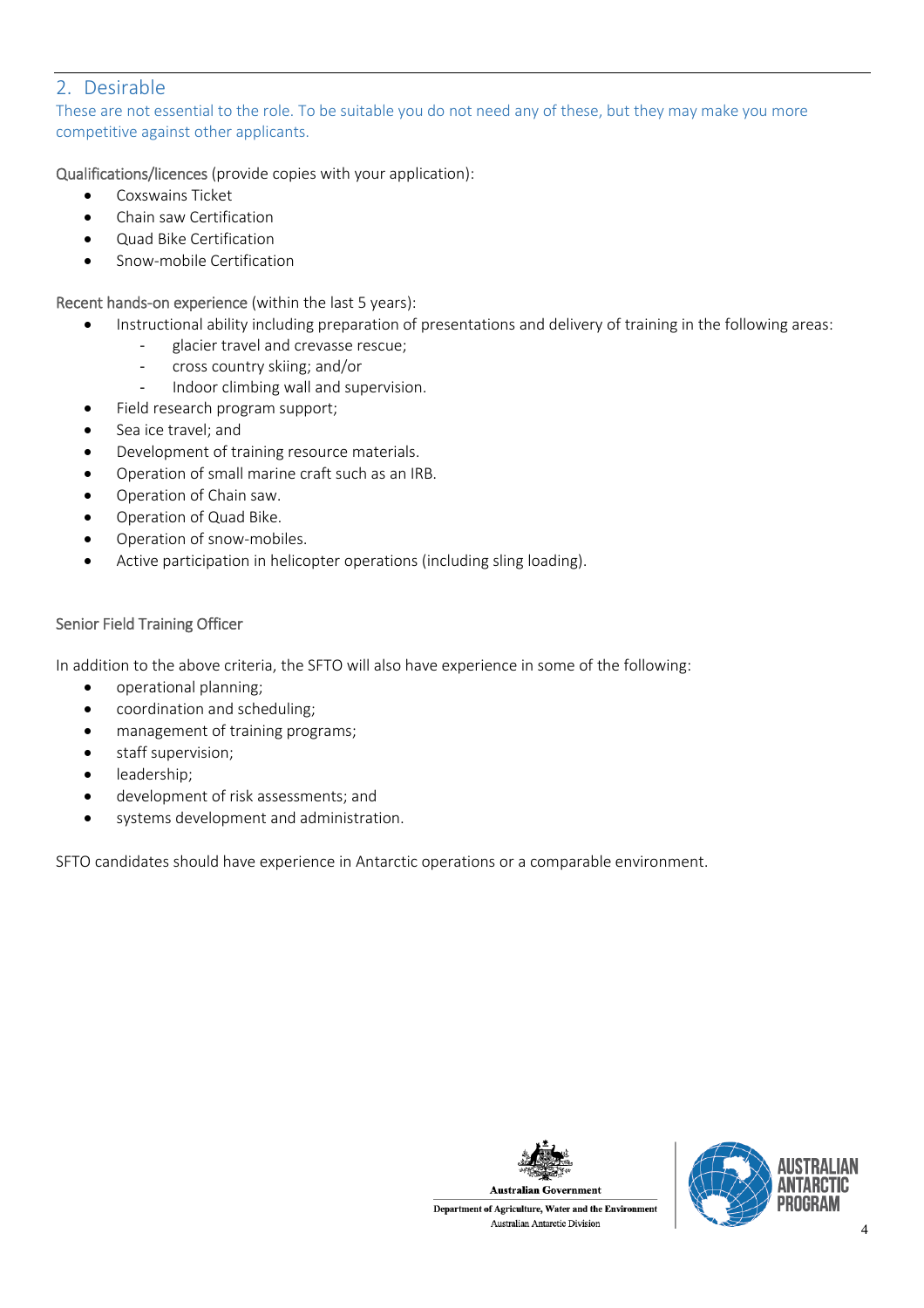## 2. Desirable

These are not essential to the role. To be suitable you do not need any of these, but they may make you more competitive against other applicants.

Qualifications/licences (provide copies with your application):

- Coxswains Ticket
- Chain saw Certification
- Quad Bike Certification
- Snow-mobile Certification

Recent hands-on experience (within the last 5 years):

- Instructional ability including preparation of presentations and delivery of training in the following areas:
  - glacier travel and crevasse rescue;
  - cross country skiing; and/or
  - Indoor climbing wall and supervision.
- Field research program support;
- Sea ice travel; and
- Development of training resource materials.
- Operation of small marine craft such as an IRB.
- Operation of Chain saw.
- Operation of Quad Bike.
- Operation of snow-mobiles.
- Active participation in helicopter operations (including sling loading).

### Senior Field Training Officer

In addition to the above criteria, the SFTO will also have experience in some of the following:

- operational planning;
- coordination and scheduling;
- management of training programs;
- staff supervision;
- leadership;
- development of risk assessments; and
- systems development and administration.

SFTO candidates should have experience in Antarctic operations or a comparable environment.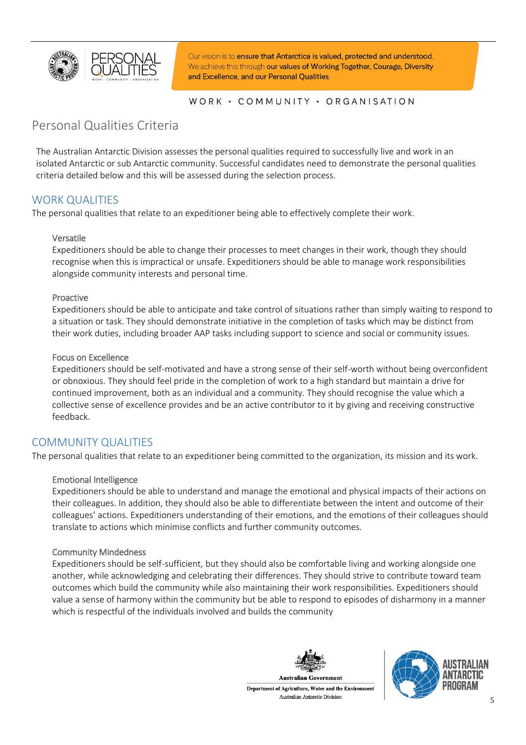Our vision is to **ensure that Antarctica is valued, protected and understood.** We achieve this through **our values of Working Together, Courage, Diversity and Excellence, and our Personal Qualities.**

WORK • COMMUNITY • ORGANISATION

# Personal Qualities Criteria

The Australian Antarctic Division assesses the personal qualities required to successfully live and work in an isolated Antarctic or sub Antarctic community. Successful candidates need to demonstrate the personal qualities criteria detailed below and this will be assessed during the selection process.

## WORK QUALITIES

The personal qualities that relate to an expeditioner being able to effectively complete their work.

### Versatile

Expeditioners should be able to change their processes to meet changes in their work, though they should recognise when this is impractical or unsafe. Expeditioners should be able to manage work responsibilities alongside community interests and personal time.

### Proactive

Expeditioners should be able to anticipate and take control of situations rather than simply waiting to respond to a situation or task. They should demonstrate initiative in the completion of tasks which may be distinct from their work duties, including broader AAP tasks including support to science and social or community issues.

### Focus on Excellence

Expeditioners should be self-motivated and have a strong sense of their self-worth without being overconfident or obnoxious. They should feel pride in the completion of work to a high standard but maintain a drive for continued improvement, both as an individual and a community. They should recognise the value which a collective sense of excellence provides and be an active contributor to it by giving and receiving constructive feedback.

## COMMUNITY QUALITIES

The personal qualities that relate to an expeditioner being committed to the organization, its mission and its work.

### Emotional Intelligence

Expeditioners should be able to understand and manage the emotional and physical impacts of their actions on their colleagues. In addition, they should also be able to differentiate between the intent and outcome of their colleagues' actions. Expeditioners understanding of their emotions, and the emotions of their colleagues should translate to actions which minimise conflicts and further community outcomes.

### Community Mindedness

Expeditioners should be self-sufficient, but they should also be comfortable living and working alongside one another, while acknowledging and celebrating their differences. They should strive to contribute toward team outcomes which build the community while also maintaining their work responsibilities. Expeditioners should value a sense of harmony within the community but be able to respond to episodes of disharmony in a manner which is respectful of the individuals involved and builds the community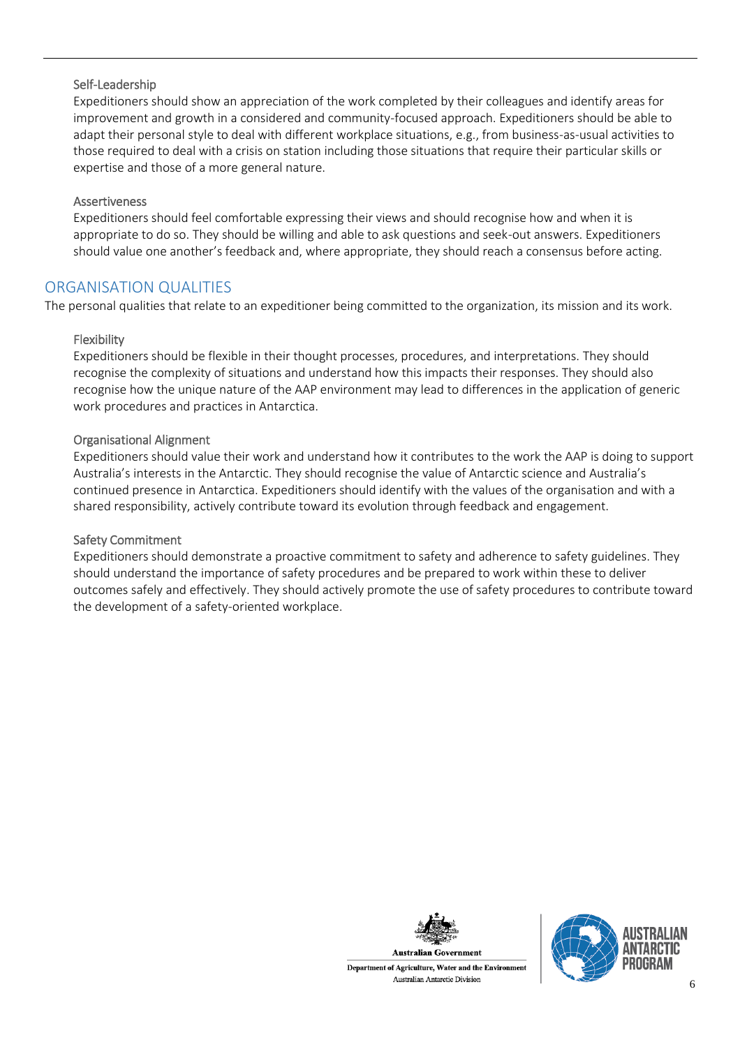### Self-Leadership

Expeditioners should show an appreciation of the work completed by their colleagues and identify areas for improvement and growth in a considered and community-focused approach. Expeditioners should be able to adapt their personal style to deal with different workplace situations, e.g., from business-as-usual activities to those required to deal with a crisis on station including those situations that require their particular skills or expertise and those of a more general nature.

### Assertiveness

Expeditioners should feel comfortable expressing their views and should recognise how and when it is appropriate to do so. They should be willing and able to ask questions and seek-out answers. Expeditioners should value one another's feedback and, where appropriate, they should reach a consensus before acting.

## ORGANISATION QUALITIES

The personal qualities that relate to an expeditioner being committed to the organization, its mission and its work.

### Flexibility

Expeditioners should be flexible in their thought processes, procedures, and interpretations. They should recognise the complexity of situations and understand how this impacts their responses. They should also recognise how the unique nature of the AAP environment may lead to differences in the application of generic work procedures and practices in Antarctica.

### Organisational Alignment

Expeditioners should value their work and understand how it contributes to the work the AAP is doing to support Australia's interests in the Antarctic. They should recognise the value of Antarctic science and Australia's continued presence in Antarctica. Expeditioners should identify with the values of the organisation and with a shared responsibility, actively contribute toward its evolution through feedback and engagement.

### Safety Commitment

Expeditioners should demonstrate a proactive commitment to safety and adherence to safety guidelines. They should understand the importance of safety procedures and be prepared to work within these to deliver outcomes safely and effectively. They should actively promote the use of safety procedures to contribute toward the development of a safety-oriented workplace.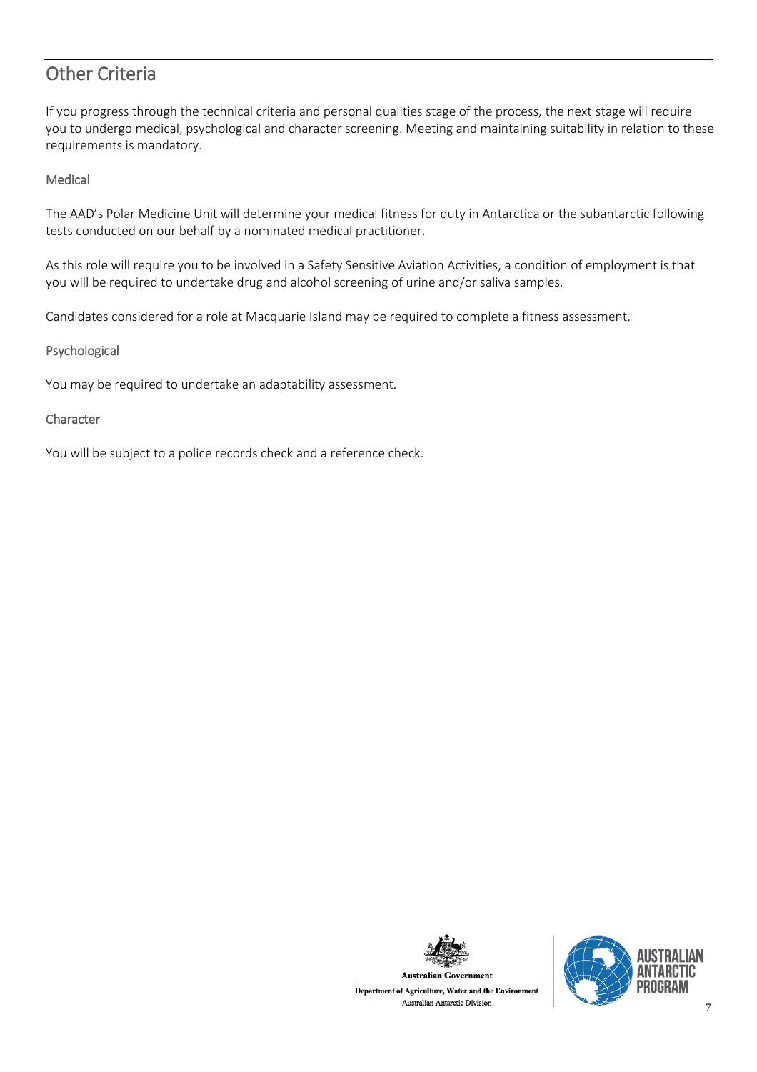## Other Criteria

If you progress through the technical criteria and personal qualities stage of the process, the next stage will require you to undergo medical, psychological and character screening. Meeting and maintaining suitability in relation to these requirements is mandatory.

### Medical

The AAD's Polar Medicine Unit will determine your medical fitness for duty in Antarctica or the subantarctic following tests conducted on our behalf by a nominated medical practitioner.

As this role will require you to be involved in a Safety Sensitive Aviation Activities, a condition of employment is that you will be required to undertake drug and alcohol screening of urine and/or saliva samples.

Candidates considered for a role at Macquarie Island may be required to complete a fitness assessment.

### Psychological

You may be required to undertake an adaptability assessment.

### Character

You will be subject to a police records check and a reference check.